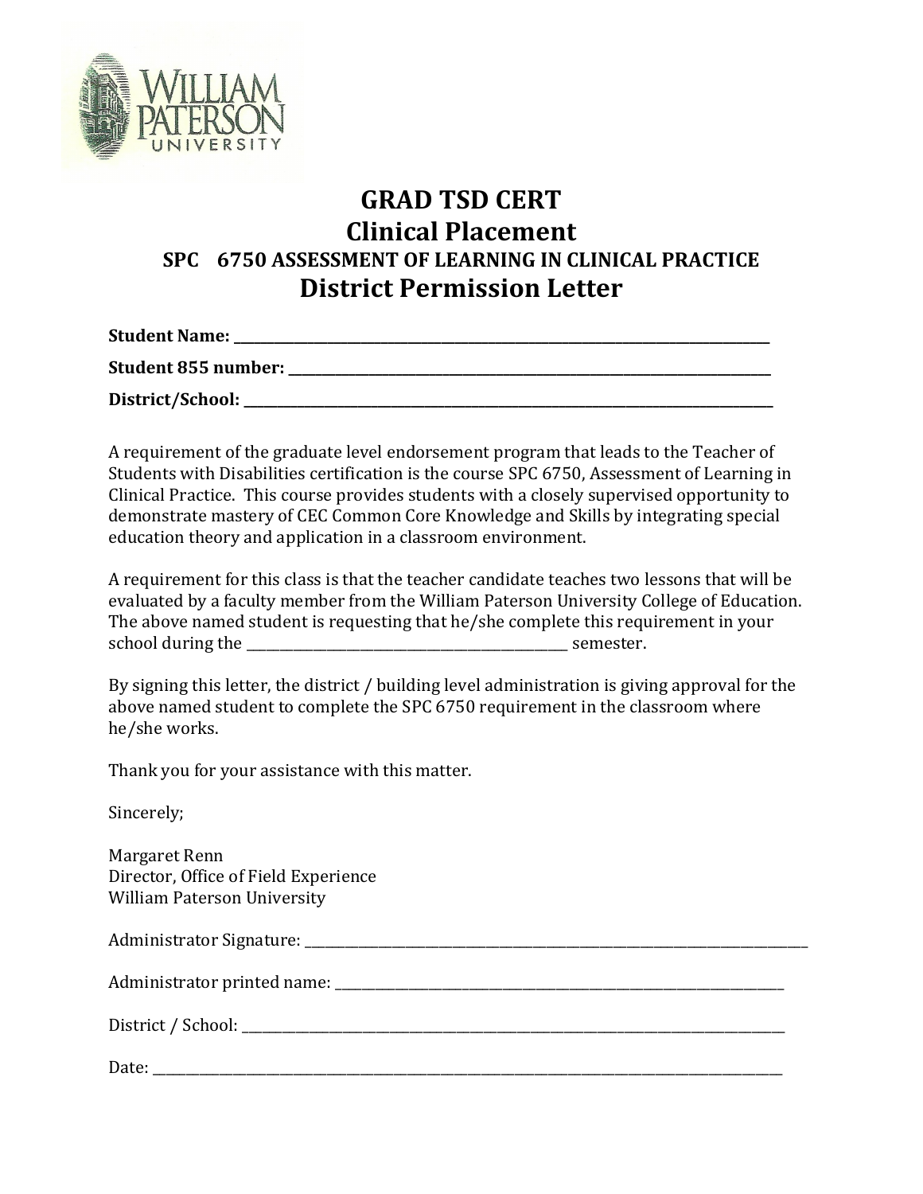# GRAD TSD CERT

## Clinical Placement

### SPC 6750 ASSESSMENT OF LEARNING IN CLINICAL PRACTICE

## District Permission Letter

**Student Name:** ______________________________________________

**Student 855 number:** ______________________________________________

**District/School:** ______________________________________________

A requirement of the graduate level endorsement program that leads to the Teacher of Students with Disabilities certification is the course SPC 6750, Assessment of Learning in Clinical Practice. This course provides students with a closely supervised opportunity to demonstrate mastery of CEC Common Core Knowledge and Skills by integrating special education theory and application in a classroom environment.

A requirement for this class is that the teacher candidate teaches two lessons that will be evaluated by a faculty member from the William Paterson University College of Education. The above named student is requesting that he/she complete this requirement in your school during the ______________________________ semester.

By signing this letter, the district / building level administration is giving approval for the above named student to complete the SPC 6750 requirement in the classroom where he/she works.

Thank you for your assistance with this matter.

Sincerely;

Margaret Renn
Director, Office of Field Experience
William Paterson University

Administrator Signature: ______________________________________________

Administrator printed name: ______________________________________________

District / School: ______________________________________________

Date: ______________________________________________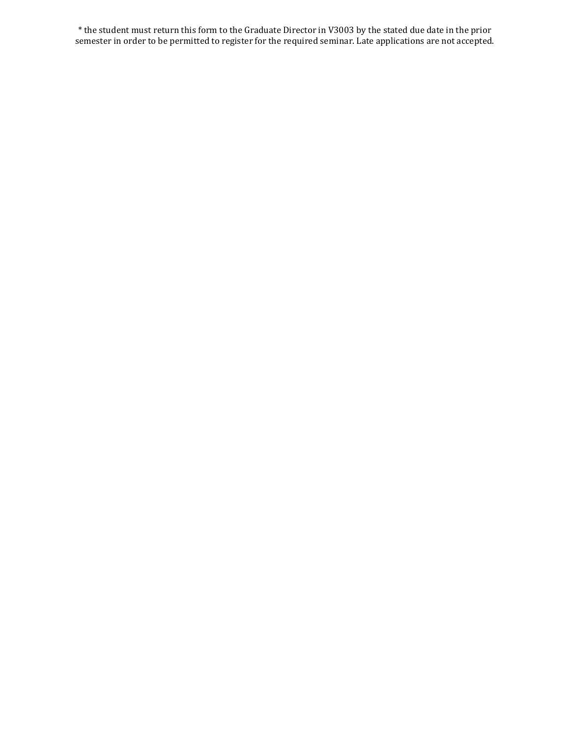* the student must return this form to the Graduate Director in V3003 by the stated due date in the prior semester in order to be permitted to register for the required seminar. Late applications are not accepted.